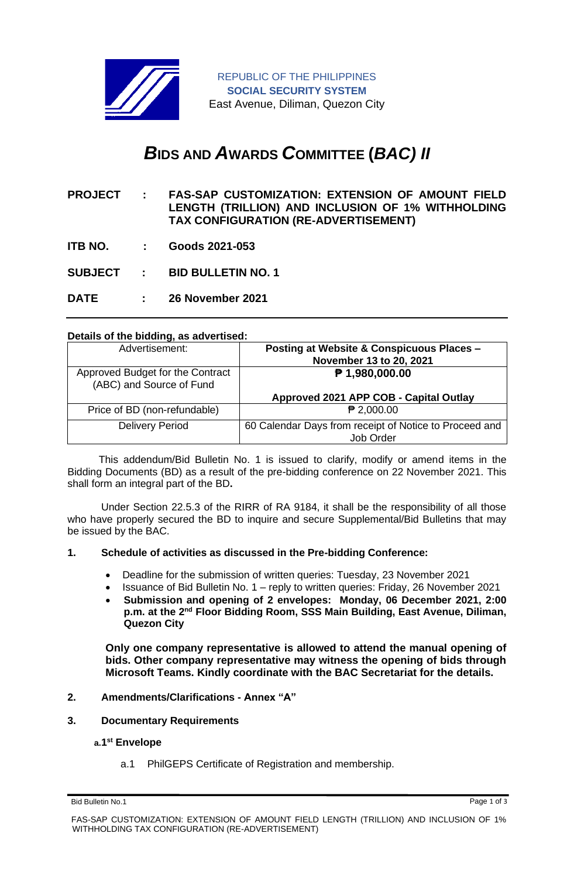REPUBLIC OF THE PHILIPPINES
**SOCIAL SECURITY SYSTEM**
East Avenue, Diliman, Quezon City

# ***B*IDS AND *A*WARDS *C*OMMITTEE (*BAC) II***

**PROJECT : FAS-SAP CUSTOMIZATION: EXTENSION OF AMOUNT FIELD LENGTH (TRILLION) AND INCLUSION OF 1% WITHHOLDING TAX CONFIGURATION (RE-ADVERTISEMENT)**

**ITB NO. : Goods 2021-053**

**SUBJECT : BID BULLETIN NO. 1**

**DATE : 26 November 2021**

**Details of the bidding, as advertised:**

| Advertisement: | **Posting at Website & Conspicuous Places – November 13 to 20, 2021** |
|---|---|
| Approved Budget for the Contract (ABC) and Source of Fund | **₱ 1,980,000.00**<br><br>**Approved 2021 APP COB - Capital Outlay** |
| Price of BD (non-refundable) | ₱ 2,000.00 |
| Delivery Period | 60 Calendar Days from receipt of Notice to Proceed and Job Order |

This addendum/Bid Bulletin No. 1 is issued to clarify, modify or amend items in the Bidding Documents (BD) as a result of the pre-bidding conference on 22 November 2021. This shall form an integral part of the BD**.**

Under Section 22.5.3 of the RIRR of RA 9184, it shall be the responsibility of all those who have properly secured the BD to inquire and secure Supplemental/Bid Bulletins that may be issued by the BAC.

**1. Schedule of activities as discussed in the Pre-bidding Conference:**

- Deadline for the submission of written queries: Tuesday, 23 November 2021
- Issuance of Bid Bulletin No. 1 – reply to written queries: Friday, 26 November 2021
- **Submission and opening of 2 envelopes: Monday, 06 December 2021, 2:00 p.m. at the 2nd Floor Bidding Room, SSS Main Building, East Avenue, Diliman, Quezon City**

**Only one company representative is allowed to attend the manual opening of bids. Other company representative may witness the opening of bids through Microsoft Teams. Kindly coordinate with the BAC Secretariat for the details.**

**2. Amendments/Clarifications - Annex "A"**

**3. Documentary Requirements**

**a. 1st Envelope**

a.1 PhilGEPS Certificate of Registration and membership.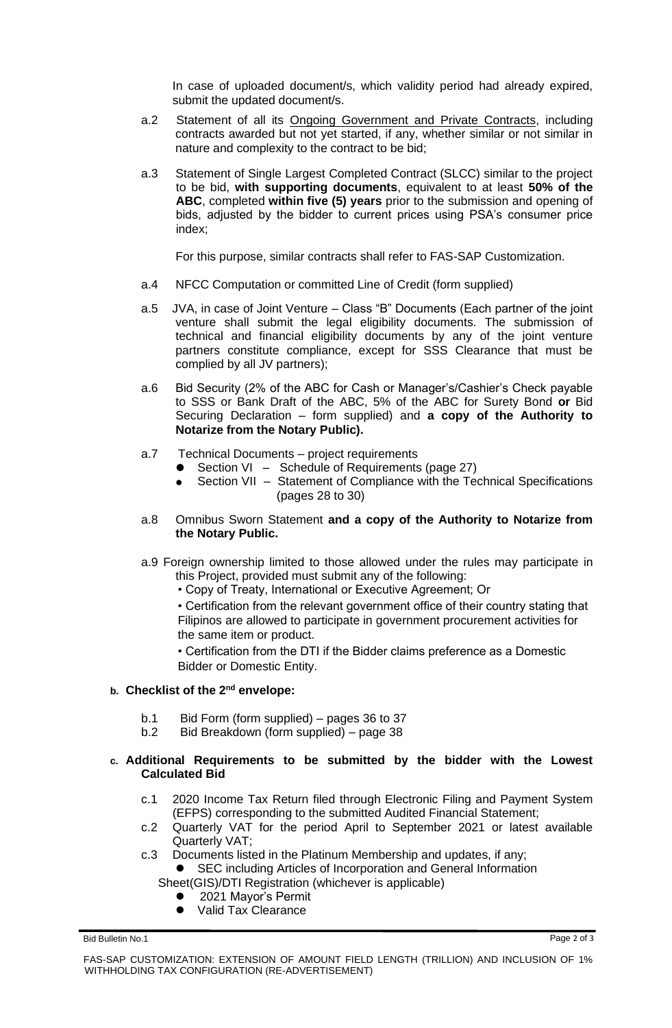In case of uploaded document/s, which validity period had already expired, submit the updated document/s.

a.2 Statement of all its Ongoing Government and Private Contracts, including contracts awarded but not yet started, if any, whether similar or not similar in nature and complexity to the contract to be bid;

a.3 Statement of Single Largest Completed Contract (SLCC) similar to the project to be bid, **with supporting documents**, equivalent to at least **50% of the ABC**, completed **within five (5) years** prior to the submission and opening of bids, adjusted by the bidder to current prices using PSA's consumer price index;

For this purpose, similar contracts shall refer to FAS-SAP Customization.

a.4 NFCC Computation or committed Line of Credit (form supplied)

a.5 JVA, in case of Joint Venture – Class "B" Documents (Each partner of the joint venture shall submit the legal eligibility documents. The submission of technical and financial eligibility documents by any of the joint venture partners constitute compliance, except for SSS Clearance that must be complied by all JV partners);

a.6 Bid Security (2% of the ABC for Cash or Manager's/Cashier's Check payable to SSS or Bank Draft of the ABC, 5% of the ABC for Surety Bond **or** Bid Securing Declaration – form supplied) and **a copy of the Authority to Notarize from the Notary Public).**

a.7 Technical Documents – project requirements
- Section VI – Schedule of Requirements (page 27)
- Section VII – Statement of Compliance with the Technical Specifications (pages 28 to 30)

a.8 Omnibus Sworn Statement **and a copy of the Authority to Notarize from the Notary Public.**

a.9 Foreign ownership limited to those allowed under the rules may participate in this Project, provided must submit any of the following:
- Copy of Treaty, International or Executive Agreement; Or
- Certification from the relevant government office of their country stating that Filipinos are allowed to participate in government procurement activities for the same item or product.
- Certification from the DTI if the Bidder claims preference as a Domestic Bidder or Domestic Entity.

**b. Checklist of the 2nd envelope:**

b.1 Bid Form (form supplied) – pages 36 to 37
b.2 Bid Breakdown (form supplied) – page 38

**c. Additional Requirements to be submitted by the bidder with the Lowest Calculated Bid**

c.1 2020 Income Tax Return filed through Electronic Filing and Payment System (EFPS) corresponding to the submitted Audited Financial Statement;
c.2 Quarterly VAT for the period April to September 2021 or latest available Quarterly VAT;
c.3 Documents listed in the Platinum Membership and updates, if any;
- SEC including Articles of Incorporation and General Information Sheet(GIS)/DTI Registration (whichever is applicable)
- 2021 Mayor's Permit
- Valid Tax Clearance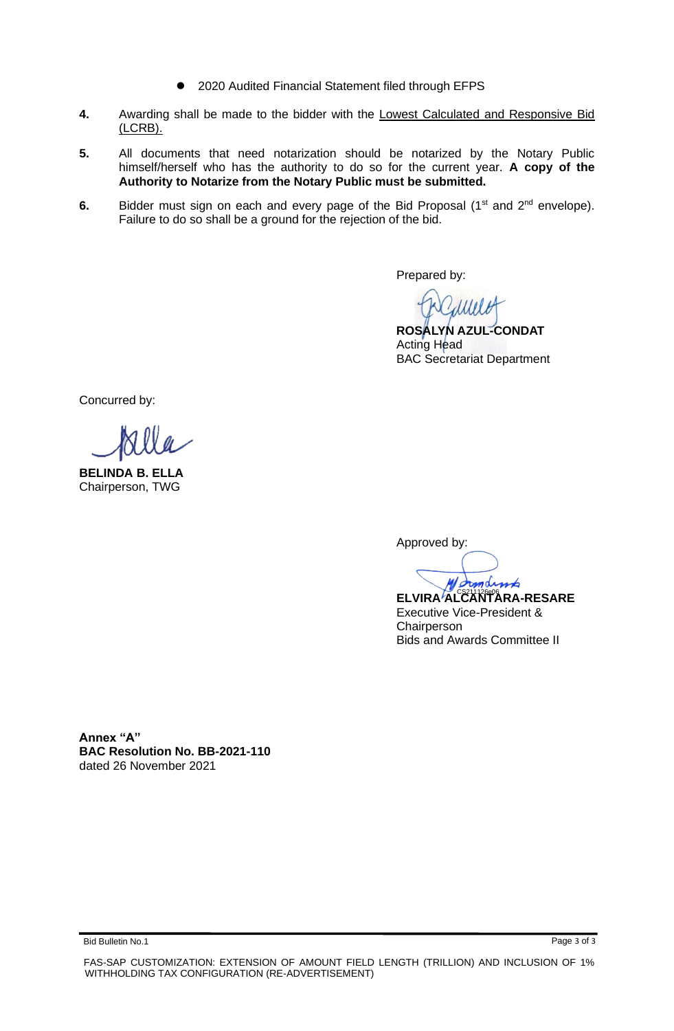- 2020 Audited Financial Statement filed through EFPS

**4.** Awarding shall be made to the bidder with the Lowest Calculated and Responsive Bid (LCRB).

**5.** All documents that need notarization should be notarized by the Notary Public himself/herself who has the authority to do so for the current year. **A copy of the Authority to Notarize from the Notary Public must be submitted.**

**6.** Bidder must sign on each and every page of the Bid Proposal (1st and 2nd envelope). Failure to do so shall be a ground for the rejection of the bid.

Prepared by:

**ROSALYN AZUL-CONDAT**
Acting Head
BAC Secretariat Department

Concurred by:

**BELINDA B. ELLA**
Chairperson, TWG

Approved by:

CS211126e06
**ELVIRA ALCANTARA-RESARE**
Executive Vice-President &
Chairperson
Bids and Awards Committee II

**Annex "A"**
**BAC Resolution No. BB-2021-110**
dated 26 November 2021

Bid Bulletin No.1

FAS-SAP CUSTOMIZATION: EXTENSION OF AMOUNT FIELD LENGTH (TRILLION) AND INCLUSION OF 1% WITHHOLDING TAX CONFIGURATION (RE-ADVERTISEMENT)